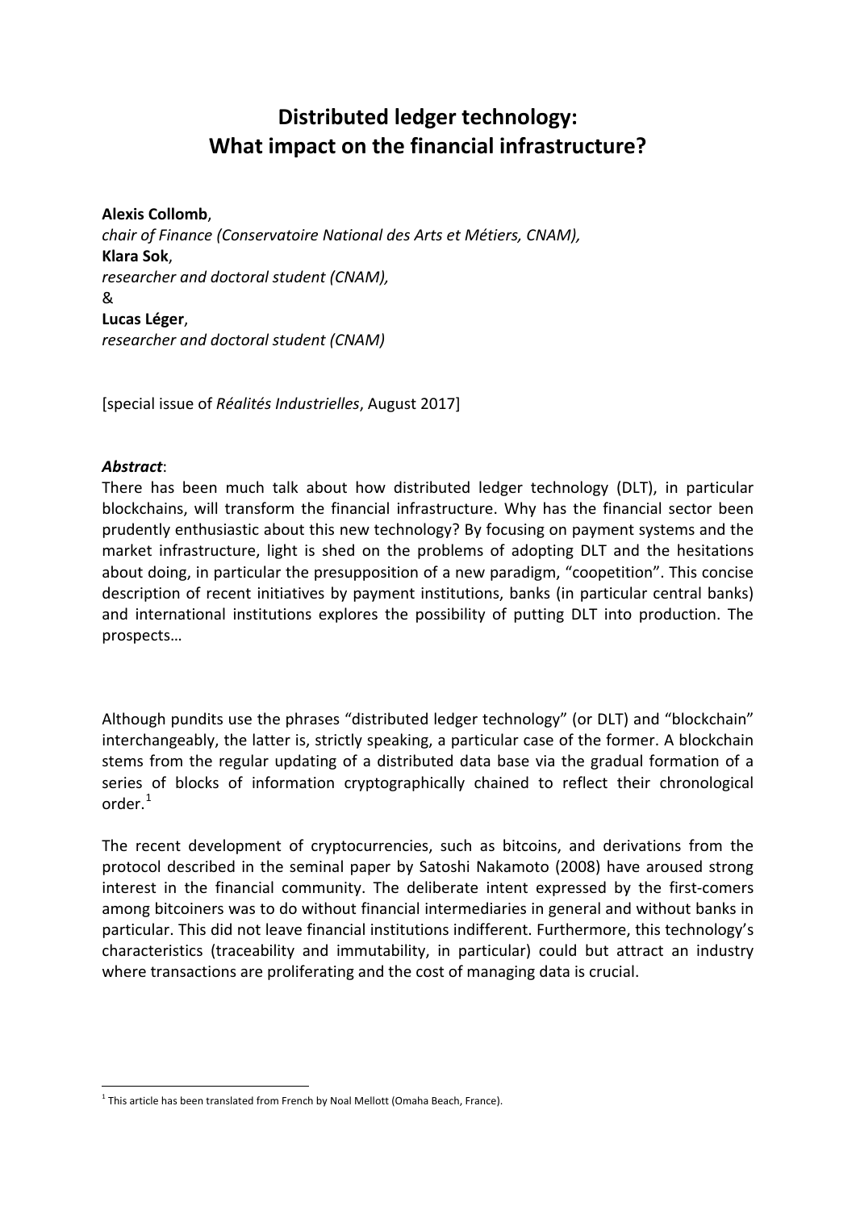# Distributed ledger technology:
# What impact on the financial infrastructure?

**Alexis Collomb**,
*chair of Finance (Conservatoire National des Arts et Métiers, CNAM),*
**Klara Sok**,
*researcher and doctoral student (CNAM),*
&
**Lucas Léger**,
*researcher and doctoral student (CNAM)*

[special issue of *Réalités Industrielles*, August 2017]

***Abstract***:
There has been much talk about how distributed ledger technology (DLT), in particular blockchains, will transform the financial infrastructure. Why has the financial sector been prudently enthusiastic about this new technology? By focusing on payment systems and the market infrastructure, light is shed on the problems of adopting DLT and the hesitations about doing, in particular the presupposition of a new paradigm, "coopetition". This concise description of recent initiatives by payment institutions, banks (in particular central banks) and international institutions explores the possibility of putting DLT into production. The prospects…

Although pundits use the phrases "distributed ledger technology" (or DLT) and "blockchain" interchangeably, the latter is, strictly speaking, a particular case of the former. A blockchain stems from the regular updating of a distributed data base via the gradual formation of a series of blocks of information cryptographically chained to reflect their chronological order.[1]

The recent development of cryptocurrencies, such as bitcoins, and derivations from the protocol described in the seminal paper by Satoshi Nakamoto (2008) have aroused strong interest in the financial community. The deliberate intent expressed by the first-comers among bitcoiners was to do without financial intermediaries in general and without banks in particular. This did not leave financial institutions indifferent. Furthermore, this technology's characteristics (traceability and immutability, in particular) could but attract an industry where transactions are proliferating and the cost of managing data is crucial.

[1] This article has been translated from French by Noal Mellott (Omaha Beach, France).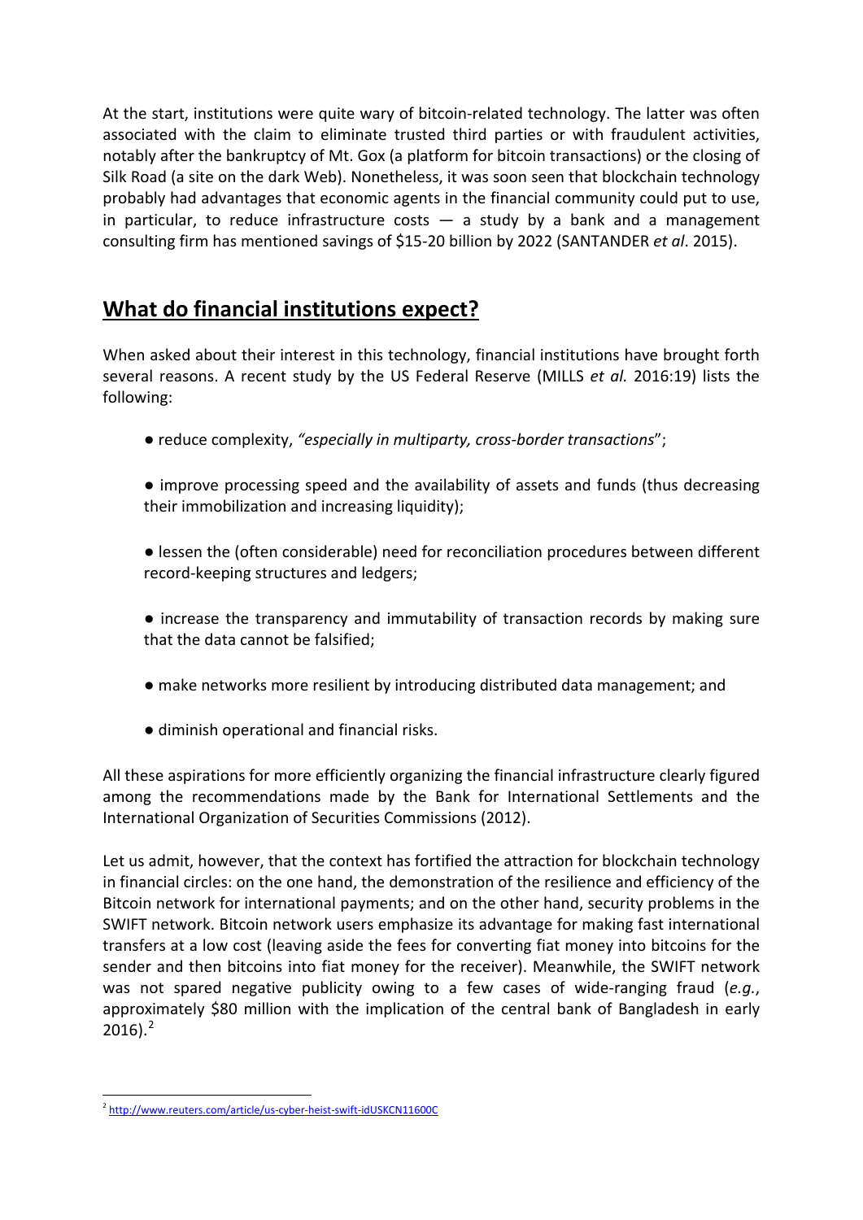At the start, institutions were quite wary of bitcoin-related technology. The latter was often associated with the claim to eliminate trusted third parties or with fraudulent activities, notably after the bankruptcy of Mt. Gox (a platform for bitcoin transactions) or the closing of Silk Road (a site on the dark Web). Nonetheless, it was soon seen that blockchain technology probably had advantages that economic agents in the financial community could put to use, in particular, to reduce infrastructure costs — a study by a bank and a management consulting firm has mentioned savings of \$15-20 billion by 2022 (SANTANDER *et al*. 2015).

## What do financial institutions expect?

When asked about their interest in this technology, financial institutions have brought forth several reasons. A recent study by the US Federal Reserve (MILLS *et al.* 2016:19) lists the following:

- reduce complexity, *"especially in multiparty, cross-border transactions*";
- improve processing speed and the availability of assets and funds (thus decreasing their immobilization and increasing liquidity);
- lessen the (often considerable) need for reconciliation procedures between different record-keeping structures and ledgers;
- increase the transparency and immutability of transaction records by making sure that the data cannot be falsified;
- make networks more resilient by introducing distributed data management; and
- diminish operational and financial risks.

All these aspirations for more efficiently organizing the financial infrastructure clearly figured among the recommendations made by the Bank for International Settlements and the International Organization of Securities Commissions (2012).

Let us admit, however, that the context has fortified the attraction for blockchain technology in financial circles: on the one hand, the demonstration of the resilience and efficiency of the Bitcoin network for international payments; and on the other hand, security problems in the SWIFT network. Bitcoin network users emphasize its advantage for making fast international transfers at a low cost (leaving aside the fees for converting fiat money into bitcoins for the sender and then bitcoins into fiat money for the receiver). Meanwhile, the SWIFT network was not spared negative publicity owing to a few cases of wide-ranging fraud (*e.g.*, approximately \$80 million with the implication of the central bank of Bangladesh in early 2016).[2]

[2] http://www.reuters.com/article/us-cyber-heist-swift-idUSKCN11600C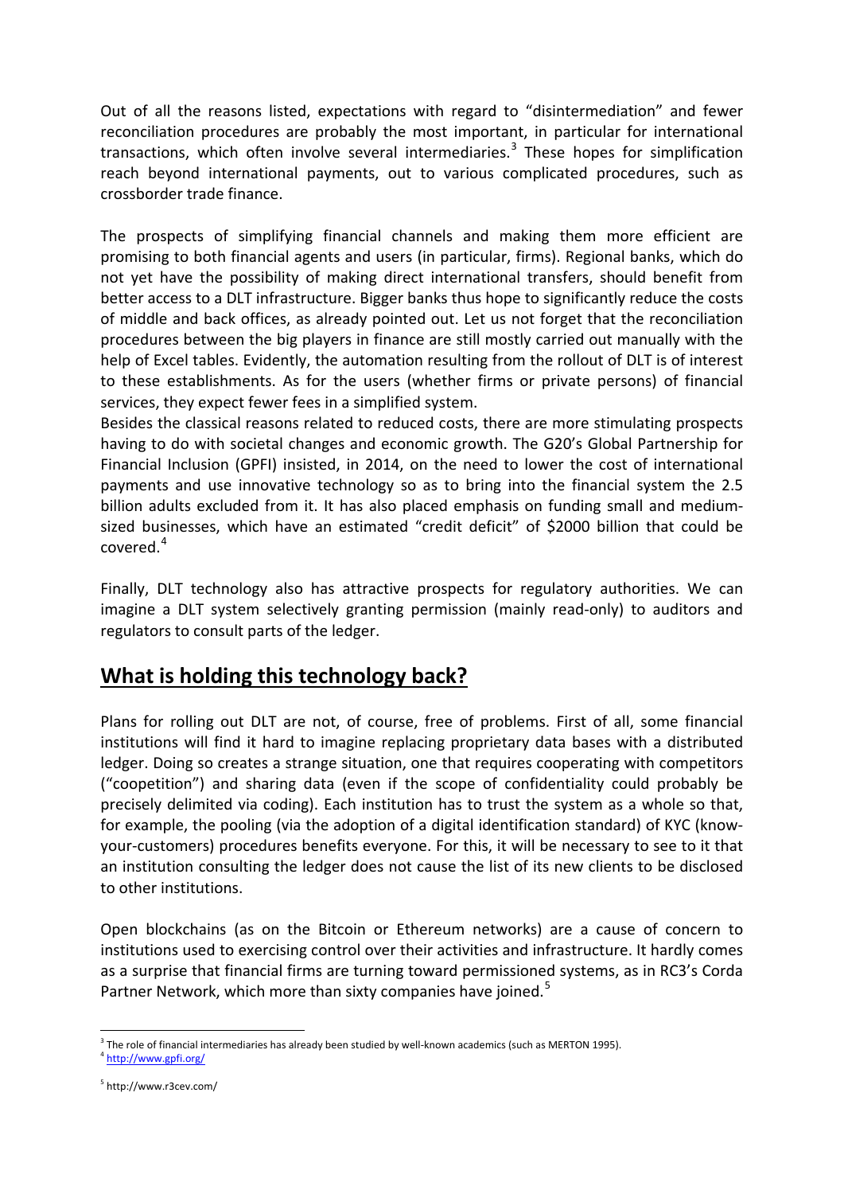Out of all the reasons listed, expectations with regard to "disintermediation" and fewer reconciliation procedures are probably the most important, in particular for international transactions, which often involve several intermediaries.[3] These hopes for simplification reach beyond international payments, out to various complicated procedures, such as crossborder trade finance.

The prospects of simplifying financial channels and making them more efficient are promising to both financial agents and users (in particular, firms). Regional banks, which do not yet have the possibility of making direct international transfers, should benefit from better access to a DLT infrastructure. Bigger banks thus hope to significantly reduce the costs of middle and back offices, as already pointed out. Let us not forget that the reconciliation procedures between the big players in finance are still mostly carried out manually with the help of Excel tables. Evidently, the automation resulting from the rollout of DLT is of interest to these establishments. As for the users (whether firms or private persons) of financial services, they expect fewer fees in a simplified system.

Besides the classical reasons related to reduced costs, there are more stimulating prospects having to do with societal changes and economic growth. The G20's Global Partnership for Financial Inclusion (GPFI) insisted, in 2014, on the need to lower the cost of international payments and use innovative technology so as to bring into the financial system the 2.5 billion adults excluded from it. It has also placed emphasis on funding small and medium-sized businesses, which have an estimated "credit deficit" of $2000 billion that could be covered.[4]

Finally, DLT technology also has attractive prospects for regulatory authorities. We can imagine a DLT system selectively granting permission (mainly read-only) to auditors and regulators to consult parts of the ledger.

## What is holding this technology back?

Plans for rolling out DLT are not, of course, free of problems. First of all, some financial institutions will find it hard to imagine replacing proprietary data bases with a distributed ledger. Doing so creates a strange situation, one that requires cooperating with competitors ("coopetition") and sharing data (even if the scope of confidentiality could probably be precisely delimited via coding). Each institution has to trust the system as a whole so that, for example, the pooling (via the adoption of a digital identification standard) of KYC (know-your-customers) procedures benefits everyone. For this, it will be necessary to see to it that an institution consulting the ledger does not cause the list of its new clients to be disclosed to other institutions.

Open blockchains (as on the Bitcoin or Ethereum networks) are a cause of concern to institutions used to exercising control over their activities and infrastructure. It hardly comes as a surprise that financial firms are turning toward permissioned systems, as in RC3's Corda Partner Network, which more than sixty companies have joined.[5]

---

[3] The role of financial intermediaries has already been studied by well-known academics (such as MERTON 1995).

[4] http://www.gpfi.org/

[5] http://www.r3cev.com/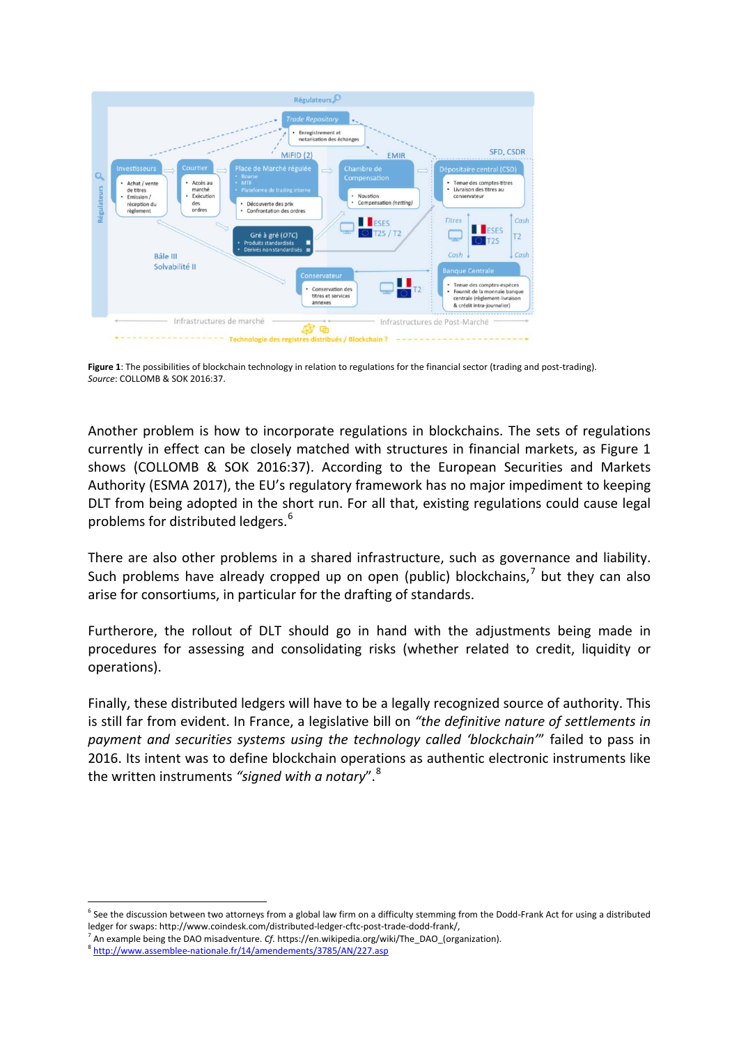**Figure 1**: The possibilities of blockchain technology in relation to regulations for the financial sector (trading and post-trading). *Source*: COLLOMB & SOK 2016:37.

Another problem is how to incorporate regulations in blockchains. The sets of regulations currently in effect can be closely matched with structures in financial markets, as Figure 1 shows (COLLOMB & SOK 2016:37). According to the European Securities and Markets Authority (ESMA 2017), the EU's regulatory framework has no major impediment to keeping DLT from being adopted in the short run. For all that, existing regulations could cause legal problems for distributed ledgers.[6]

There are also other problems in a shared infrastructure, such as governance and liability. Such problems have already cropped up on open (public) blockchains,[7] but they can also arise for consortiums, in particular for the drafting of standards.

Furtherore, the rollout of DLT should go in hand with the adjustments being made in procedures for assessing and consolidating risks (whether related to credit, liquidity or operations).

Finally, these distributed ledgers will have to be a legally recognized source of authority. This is still far from evident. In France, a legislative bill on *"the definitive nature of settlements in payment and securities systems using the technology called 'blockchain'"* failed to pass in 2016. Its intent was to define blockchain operations as authentic electronic instruments like the written instruments *"signed with a notary"*.[8]

---

[6] See the discussion between two attorneys from a global law firm on a difficulty stemming from the Dodd-Frank Act for using a distributed ledger for swaps: http://www.coindesk.com/distributed-ledger-cftc-post-trade-dodd-frank/,

[7] An example being the DAO misadventure. *Cf.* https://en.wikipedia.org/wiki/The_DAO_(organization).

[8] http://www.assemblee-nationale.fr/14/amendements/3785/AN/227.asp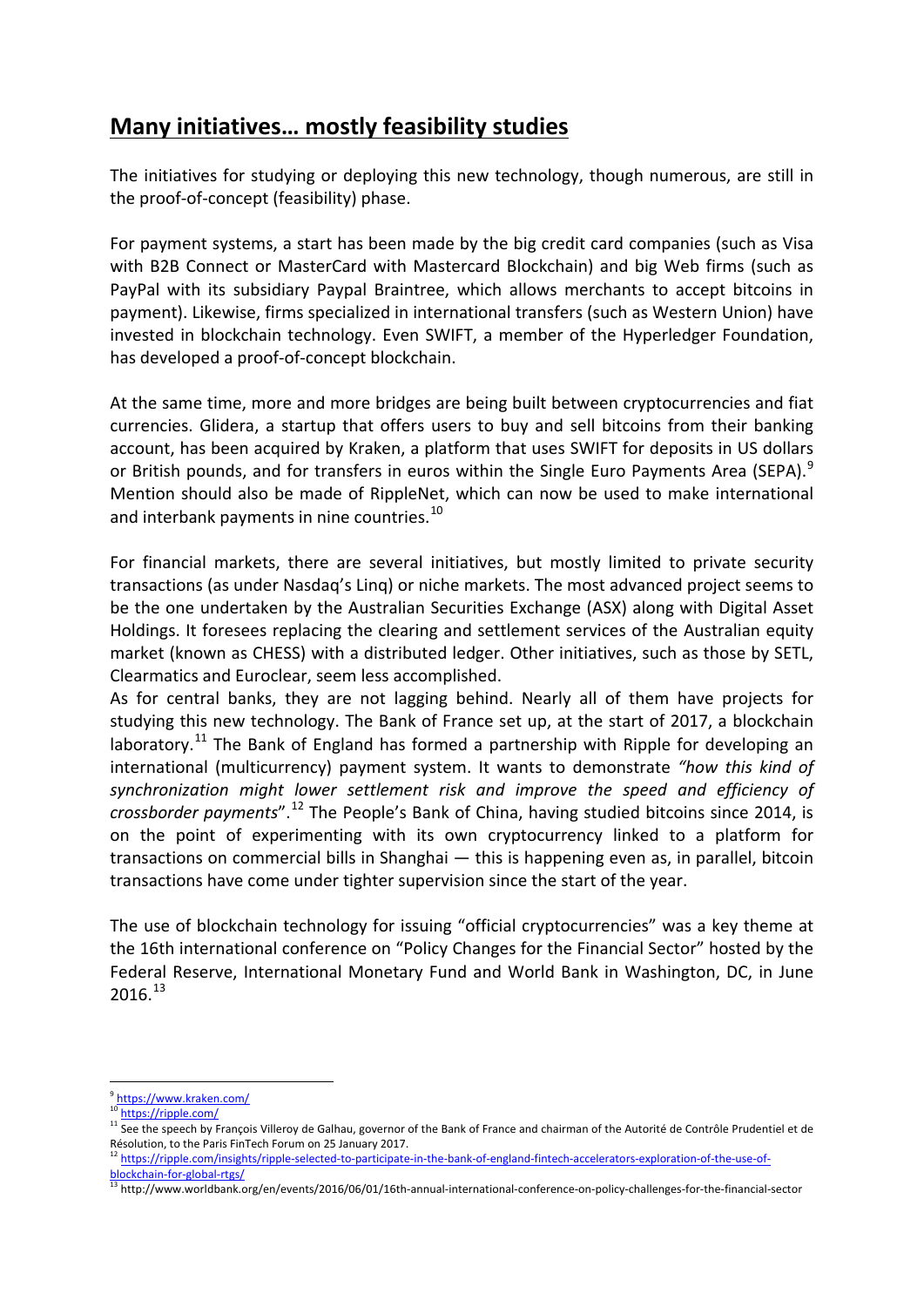## Many initiatives… mostly feasibility studies

The initiatives for studying or deploying this new technology, though numerous, are still in the proof-of-concept (feasibility) phase.

For payment systems, a start has been made by the big credit card companies (such as Visa with B2B Connect or MasterCard with Mastercard Blockchain) and big Web firms (such as PayPal with its subsidiary Paypal Braintree, which allows merchants to accept bitcoins in payment). Likewise, firms specialized in international transfers (such as Western Union) have invested in blockchain technology. Even SWIFT, a member of the Hyperledger Foundation, has developed a proof-of-concept blockchain.

At the same time, more and more bridges are being built between cryptocurrencies and fiat currencies. Glidera, a startup that offers users to buy and sell bitcoins from their banking account, has been acquired by Kraken, a platform that uses SWIFT for deposits in US dollars or British pounds, and for transfers in euros within the Single Euro Payments Area (SEPA).[9] Mention should also be made of RippleNet, which can now be used to make international and interbank payments in nine countries.[10]

For financial markets, there are several initiatives, but mostly limited to private security transactions (as under Nasdaq's Linq) or niche markets. The most advanced project seems to be the one undertaken by the Australian Securities Exchange (ASX) along with Digital Asset Holdings. It foresees replacing the clearing and settlement services of the Australian equity market (known as CHESS) with a distributed ledger. Other initiatives, such as those by SETL, Clearmatics and Euroclear, seem less accomplished.

As for central banks, they are not lagging behind. Nearly all of them have projects for studying this new technology. The Bank of France set up, at the start of 2017, a blockchain laboratory.[11] The Bank of England has formed a partnership with Ripple for developing an international (multicurrency) payment system. It wants to demonstrate *"how this kind of synchronization might lower settlement risk and improve the speed and efficiency of crossborder payments*".[12] The People's Bank of China, having studied bitcoins since 2014, is on the point of experimenting with its own cryptocurrency linked to a platform for transactions on commercial bills in Shanghai — this is happening even as, in parallel, bitcoin transactions have come under tighter supervision since the start of the year.

The use of blockchain technology for issuing "official cryptocurrencies" was a key theme at the 16th international conference on "Policy Changes for the Financial Sector" hosted by the Federal Reserve, International Monetary Fund and World Bank in Washington, DC, in June 2016.[13]

---

[9] https://www.kraken.com/

[10] https://ripple.com/

[11] See the speech by François Villeroy de Galhau, governor of the Bank of France and chairman of the Autorité de Contrôle Prudentiel et de Résolution, to the Paris FinTech Forum on 25 January 2017.

[12] https://ripple.com/insights/ripple-selected-to-participate-in-the-bank-of-england-fintech-accelerators-exploration-of-the-use-of-blockchain-for-global-rtgs/

[13] http://www.worldbank.org/en/events/2016/06/01/16th-annual-international-conference-on-policy-challenges-for-the-financial-sector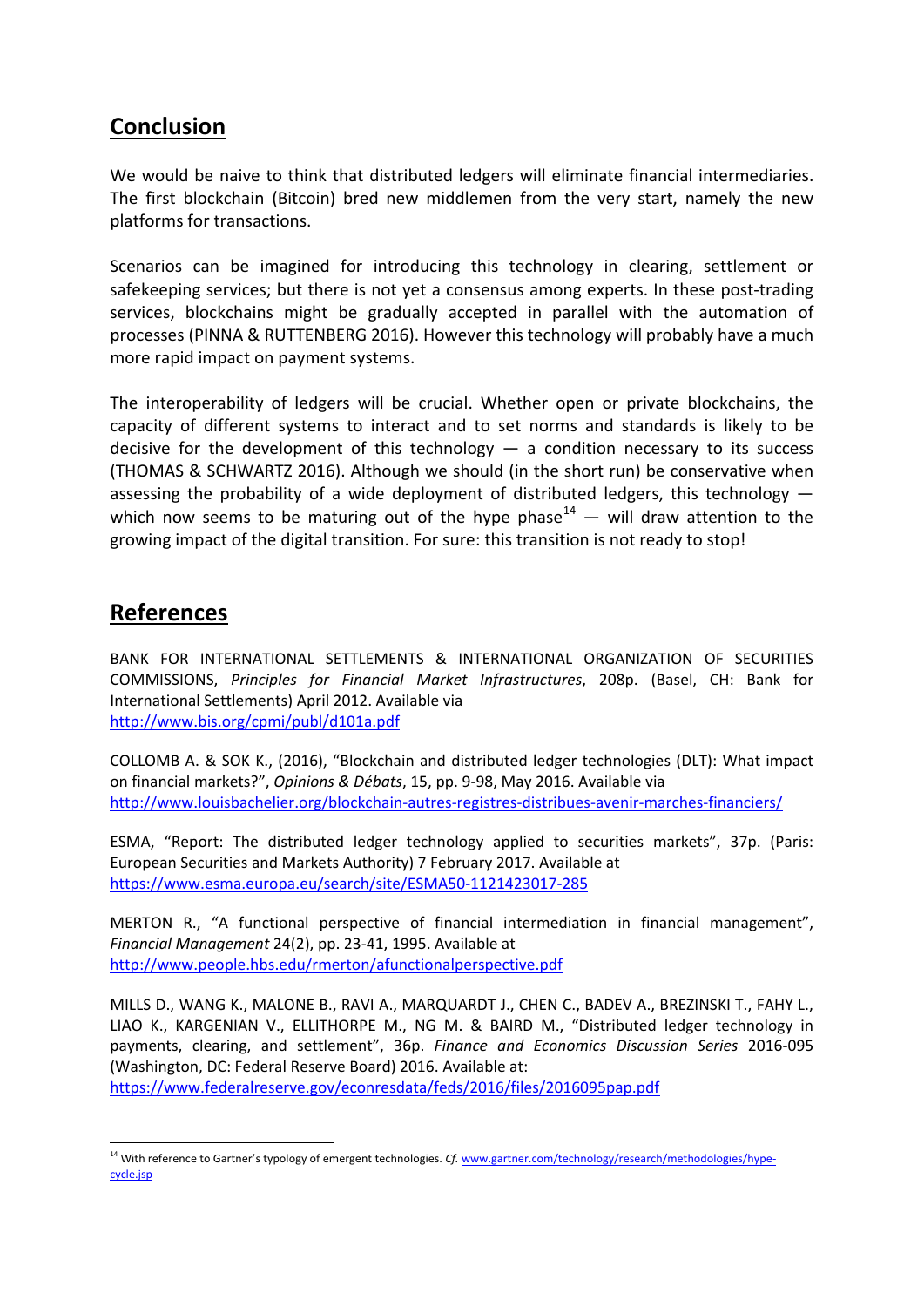## Conclusion

We would be naive to think that distributed ledgers will eliminate financial intermediaries. The first blockchain (Bitcoin) bred new middlemen from the very start, namely the new platforms for transactions.

Scenarios can be imagined for introducing this technology in clearing, settlement or safekeeping services; but there is not yet a consensus among experts. In these post-trading services, blockchains might be gradually accepted in parallel with the automation of processes (PINNA & RUTTENBERG 2016). However this technology will probably have a much more rapid impact on payment systems.

The interoperability of ledgers will be crucial. Whether open or private blockchains, the capacity of different systems to interact and to set norms and standards is likely to be decisive for the development of this technology — a condition necessary to its success (THOMAS & SCHWARTZ 2016). Although we should (in the short run) be conservative when assessing the probability of a wide deployment of distributed ledgers, this technology — which now seems to be maturing out of the hype phase[14] — will draw attention to the growing impact of the digital transition. For sure: this transition is not ready to stop!

## References

BANK FOR INTERNATIONAL SETTLEMENTS & INTERNATIONAL ORGANIZATION OF SECURITIES COMMISSIONS, *Principles for Financial Market Infrastructures*, 208p. (Basel, CH: Bank for International Settlements) April 2012. Available via http://www.bis.org/cpmi/publ/d101a.pdf

COLLOMB A. & SOK K., (2016), "Blockchain and distributed ledger technologies (DLT): What impact on financial markets?", *Opinions & Débats*, 15, pp. 9-98, May 2016. Available via http://www.louisbachelier.org/blockchain-autres-registres-distribues-avenir-marches-financiers/

ESMA, "Report: The distributed ledger technology applied to securities markets", 37p. (Paris: European Securities and Markets Authority) 7 February 2017. Available at https://www.esma.europa.eu/search/site/ESMA50-1121423017-285

MERTON R., "A functional perspective of financial intermediation in financial management", *Financial Management* 24(2), pp. 23-41, 1995. Available at http://www.people.hbs.edu/rmerton/afunctionalperspective.pdf

MILLS D., WANG K., MALONE B., RAVI A., MARQUARDT J., CHEN C., BADEV A., BREZINSKI T., FAHY L., LIAO K., KARGENIAN V., ELLITHORPE M., NG M. & BAIRD M., "Distributed ledger technology in payments, clearing, and settlement", 36p. *Finance and Economics Discussion Series* 2016-095 (Washington, DC: Federal Reserve Board) 2016. Available at: https://www.federalreserve.gov/econresdata/feds/2016/files/2016095pap.pdf

---

[14] With reference to Gartner's typology of emergent technologies. *Cf.* www.gartner.com/technology/research/methodologies/hype-cycle.jsp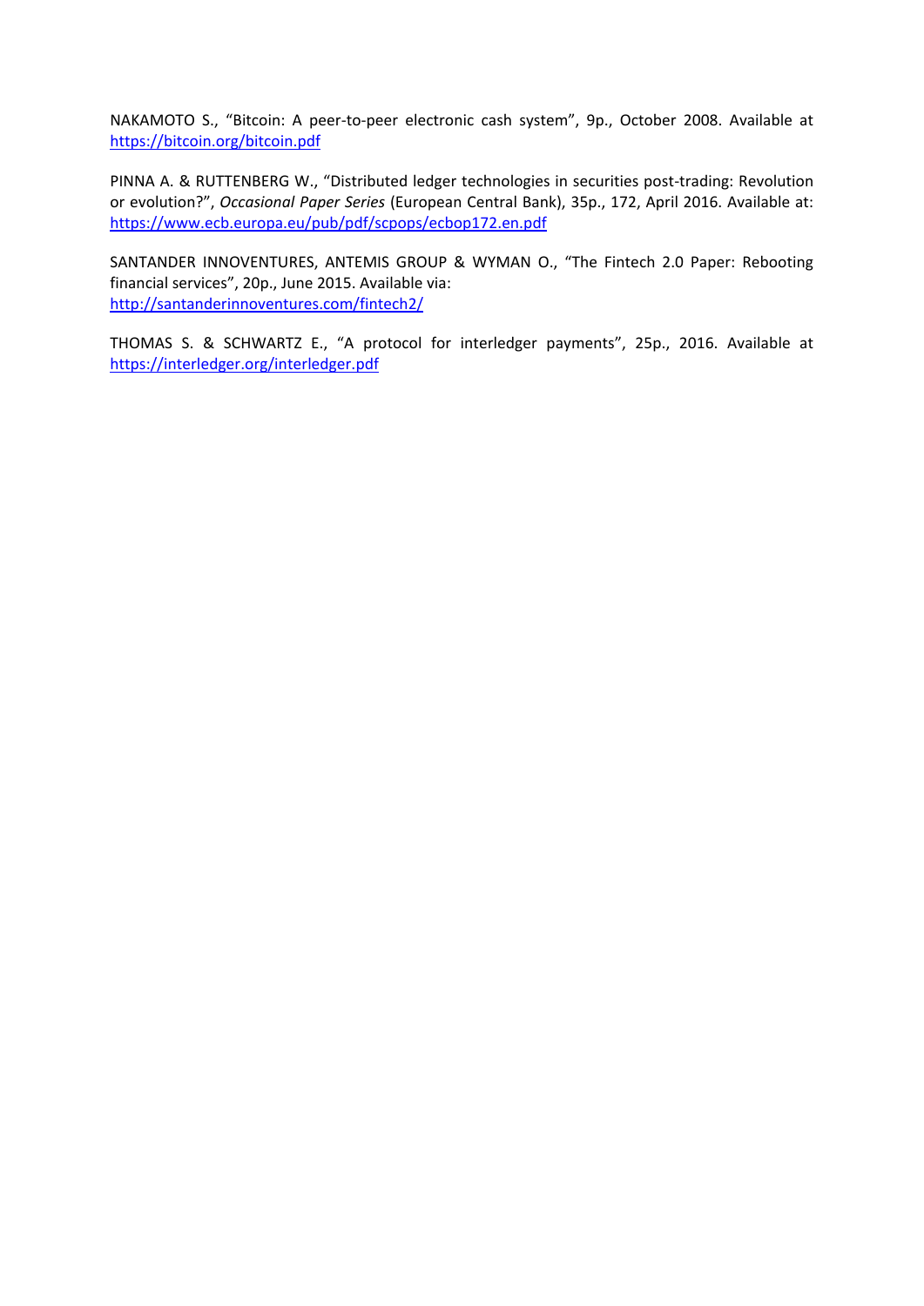NAKAMOTO S., "Bitcoin: A peer-to-peer electronic cash system", 9p., October 2008. Available at https://bitcoin.org/bitcoin.pdf

PINNA A. & RUTTENBERG W., "Distributed ledger technologies in securities post-trading: Revolution or evolution?", *Occasional Paper Series* (European Central Bank), 35p., 172, April 2016. Available at: https://www.ecb.europa.eu/pub/pdf/scpops/ecbop172.en.pdf

SANTANDER INNOVENTURES, ANTEMIS GROUP & WYMAN O., "The Fintech 2.0 Paper: Rebooting financial services", 20p., June 2015. Available via: http://santanderinnoventures.com/fintech2/

THOMAS S. & SCHWARTZ E., "A protocol for interledger payments", 25p., 2016. Available at https://interledger.org/interledger.pdf